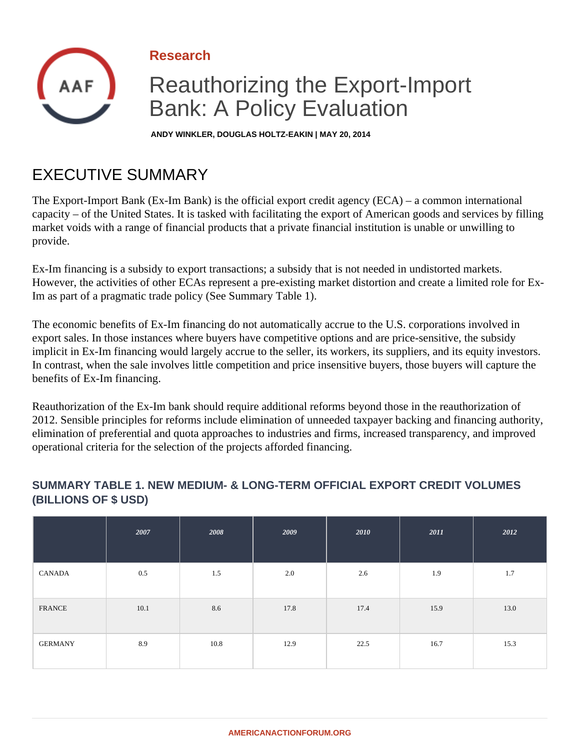Research

# Reauthorizing the Export-Import Bank: A Policy Evaluation

**ANDY WINKLER, DOUGLAS HOLTZ-EAKIN | MAY 20, 2014**

## EXECUTIVE SUMMARY

The Export-Import Bank (Ex-Im Bank) is the official export credit agency (ECA) – a common international capacity – of the United States. It is tasked with facilitating the export of American goods and services by filling market voids with a range of financial products that a private financial institution is unable or unwilling to provide.

Ex-Im financing is a subsidy to export transactions; a subsidy that is not needed in undistorted markets. However, the activities of other ECAs represent a pre-existing market distortion and create a limited role for Ex-Im as part of a pragmatic trade policy (See Summary Table 1).

The economic benefits of Ex-Im financing do not automatically accrue to the U.S. corporations involved in export sales. In those instances where buyers have competitive options and are price-sensitive, the subsidy implicit in Ex-Im financing would largely accrue to the seller, its workers, its suppliers, and its equity investors. In contrast, when the sale involves little competition and price insensitive buyers, those buyers will capture the benefits of Ex-Im financing.

Reauthorization of the Ex-Im bank should require additional reforms beyond those in the reauthorization of 2012. Sensible principles for reforms include elimination of unneeded taxpayer backing and financing authority, elimination of preferential and quota approaches to industries and firms, increased transparency, and improved operational criteria for the selection of the projects afforded financing.

### SUMMARY TABLE 1. NEW MEDIUM- & LONG-TERM OFFICIAL EXPORT CREDIT VOLUMES (BILLIONS OF $ USD)

| | 2007 | 2008 | 2009 | 2010 | 2011 | 2012 |
|---|---|---|---|---|---|---|
| CANADA | 0.5 | 1.5 | 2.0 | 2.6 | 1.9 | 1.7 |
| FRANCE | 10.1 | 8.6 | 17.8 | 17.4 | 15.9 | 13.0 |
| GERMANY | 8.9 | 10.8 | 12.9 | 22.5 | 16.7 | 15.3 |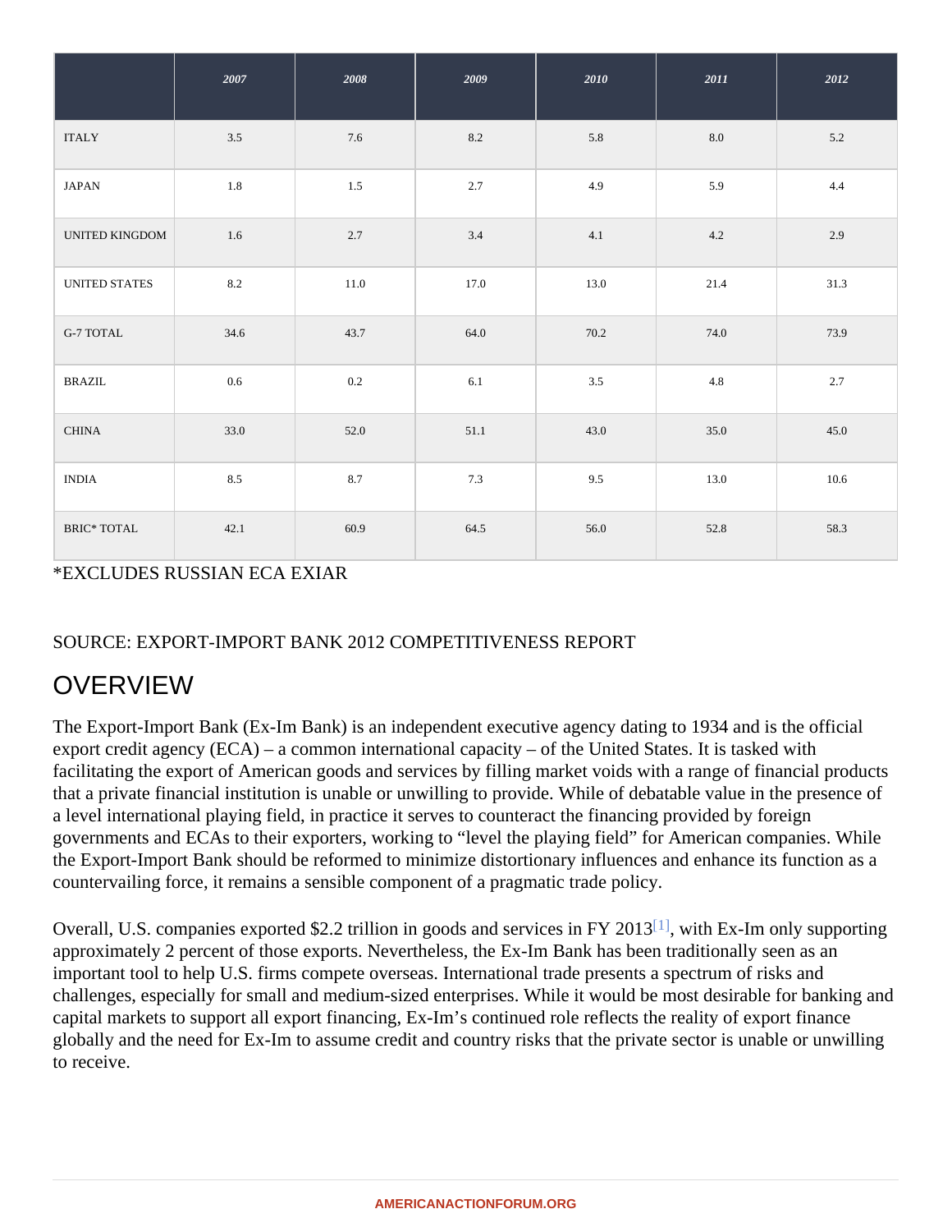| | 2007 | 2008 | 2009 | 2010 | 2011 | 2012 |
|---|---|---|---|---|---|---|
| ITALY | 3.5 | 7.6 | 8.2 | 5.8 | 8.0 | 5.2 |
| JAPAN | 1.8 | 1.5 | 2.7 | 4.9 | 5.9 | 4.4 |
| UNITED KINGDOM | 1.6 | 2.7 | 3.4 | 4.1 | 4.2 | 2.9 |
| UNITED STATES | 8.2 | 11.0 | 17.0 | 13.0 | 21.4 | 31.3 |
| G-7 TOTAL | 34.6 | 43.7 | 64.0 | 70.2 | 74.0 | 73.9 |
| BRAZIL | 0.6 | 0.2 | 6.1 | 3.5 | 4.8 | 2.7 |
| CHINA | 33.0 | 52.0 | 51.1 | 43.0 | 35.0 | 45.0 |
| INDIA | 8.5 | 8.7 | 7.3 | 9.5 | 13.0 | 10.6 |
| BRIC* TOTAL | 42.1 | 60.9 | 64.5 | 56.0 | 52.8 | 58.3 |

*EXCLUDES RUSSIAN ECA EXIAR

SOURCE: EXPORT-IMPORT BANK 2012 COMPETITIVENESS REPORT

## OVERVIEW

The Export-Import Bank (Ex-Im Bank) is an independent executive agency dating to 1934 and is the official export credit agency (ECA) – a common international capacity – of the United States. It is tasked with facilitating the export of American goods and services by filling market voids with a range of financial products that a private financial institution is unable or unwilling to provide. While of debatable value in the presence of a level international playing field, in practice it serves to counteract the financing provided by foreign governments and ECAs to their exporters, working to "level the playing field" for American companies. While the Export-Import Bank should be reformed to minimize distortionary influences and enhance its function as a countervailing force, it remains a sensible component of a pragmatic trade policy.

Overall, U.S. companies exported $2.2 trillion in goods and services in FY 2013[1], with Ex-Im only supporting approximately 2 percent of those exports. Nevertheless, the Ex-Im Bank has been traditionally seen as an important tool to help U.S. firms compete overseas. International trade presents a spectrum of risks and challenges, especially for small and medium-sized enterprises. While it would be most desirable for banking and capital markets to support all export financing, Ex-Im's continued role reflects the reality of export finance globally and the need for Ex-Im to assume credit and country risks that the private sector is unable or unwilling to receive.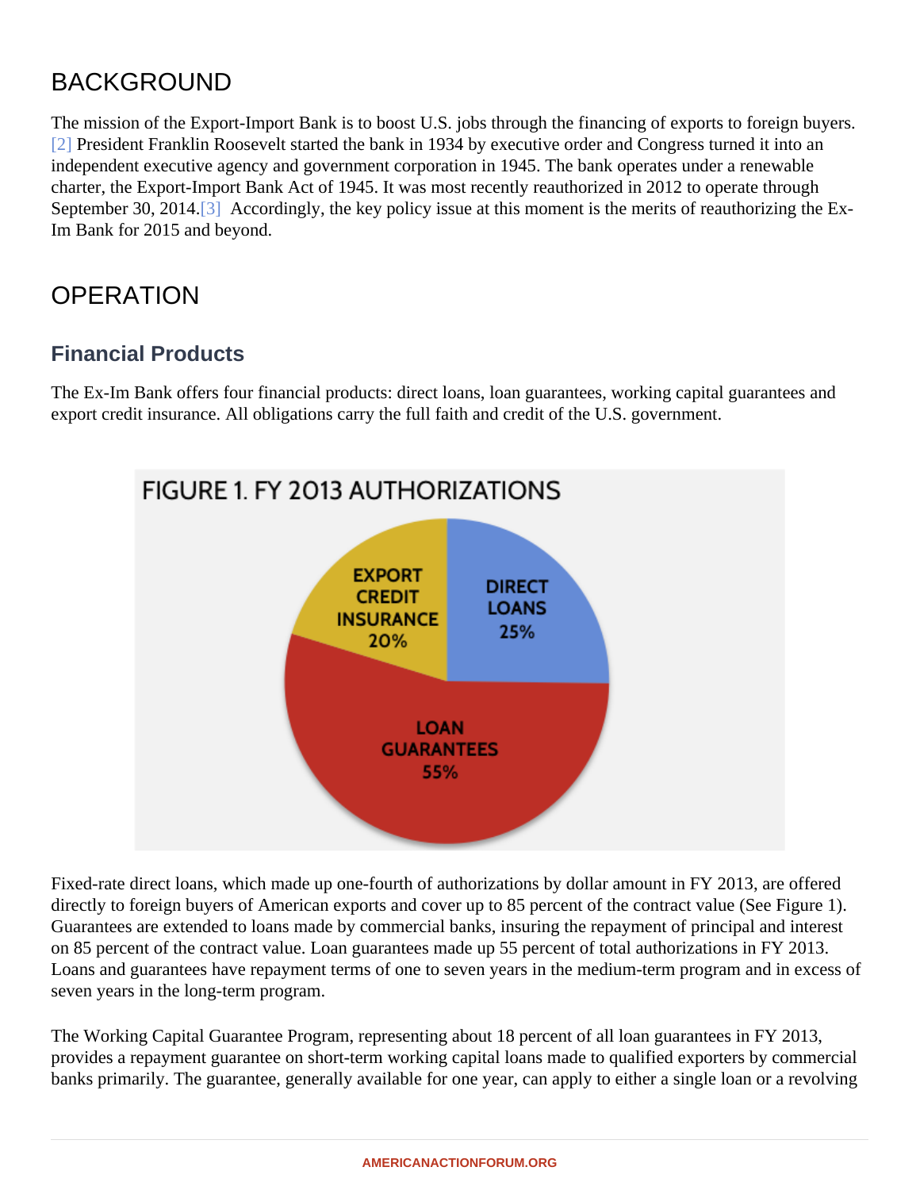## BACKGROUND

The mission of the Export-Import Bank is to boost U.S. jobs through the financing of exports to foreign buyers.[2] President Franklin Roosevelt started the bank in 1934 by executive order and Congress turned it into an independent executive agency and government corporation in 1945. The bank operates under a renewable charter, the Export-Import Bank Act of 1945. It was most recently reauthorized in 2012 to operate through September 30, 2014.[3] Accordingly, the key policy issue at this moment is the merits of reauthorizing the Ex-Im Bank for 2015 and beyond.

## OPERATION

### Financial Products

The Ex-Im Bank offers four financial products: direct loans, loan guarantees, working capital guarantees and export credit insurance. All obligations carry the full faith and credit of the U.S. government.

FIGURE 1. FY 2013 AUTHORIZATIONS

| Category | Share |
| --- | --- |
| Direct Loans | 25% |
| Loan Guarantees | 55% |
| Export Credit Insurance | 20% |

Fixed-rate direct loans, which made up one-fourth of authorizations by dollar amount in FY 2013, are offered directly to foreign buyers of American exports and cover up to 85 percent of the contract value (See Figure 1). Guarantees are extended to loans made by commercial banks, insuring the repayment of principal and interest on 85 percent of the contract value. Loan guarantees made up 55 percent of total authorizations in FY 2013. Loans and guarantees have repayment terms of one to seven years in the medium-term program and in excess of seven years in the long-term program.

The Working Capital Guarantee Program, representing about 18 percent of all loan guarantees in FY 2013, provides a repayment guarantee on short-term working capital loans made to qualified exporters by commercial banks primarily. The guarantee, generally available for one year, can apply to either a single loan or a revolving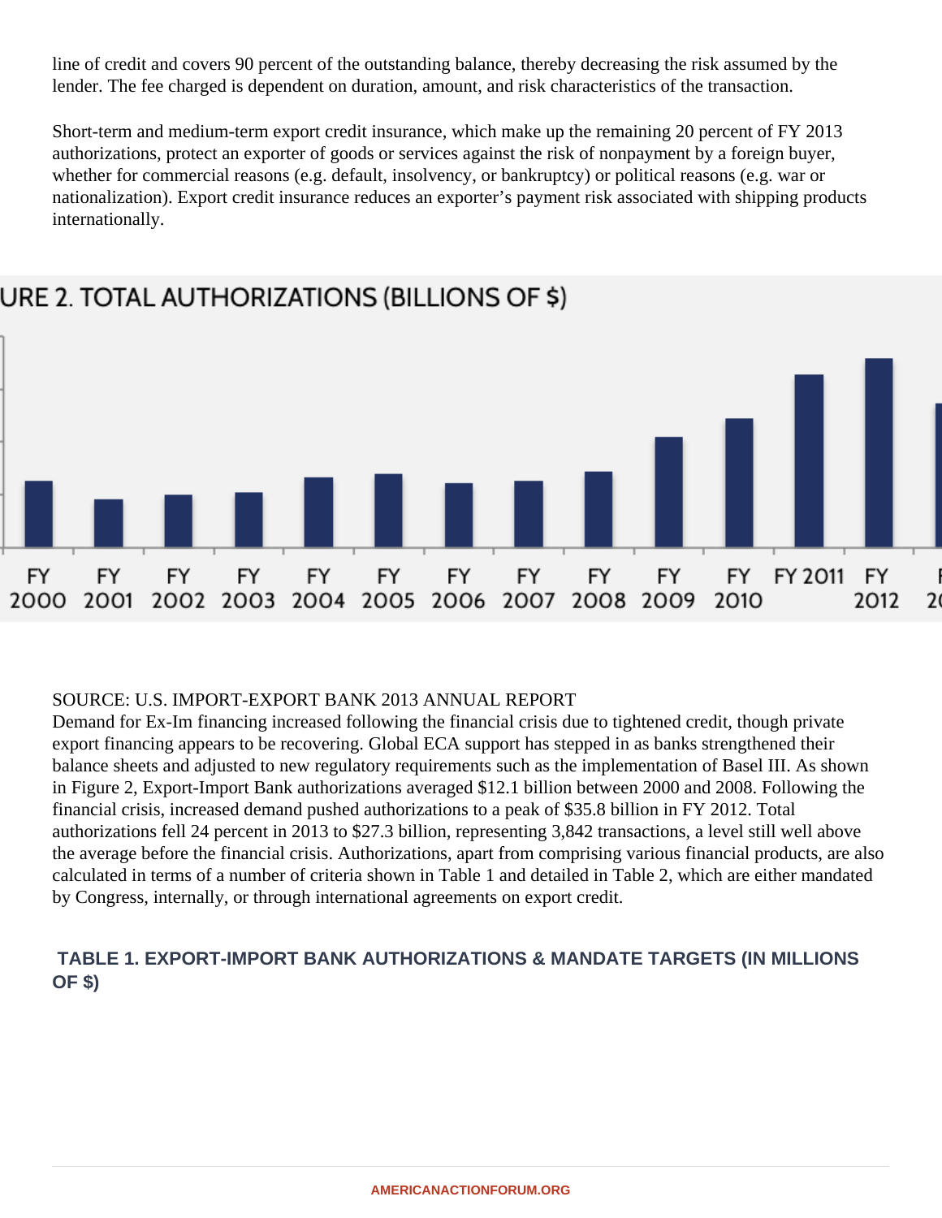line of credit and covers 90 percent of the outstanding balance, thereby decreasing the risk assumed by the lender. The fee charged is dependent on duration, amount, and risk characteristics of the transaction.

Short-term and medium-term export credit insurance, which make up the remaining 20 percent of FY 2013 authorizations, protect an exporter of goods or services against the risk of nonpayment by a foreign buyer, whether for commercial reasons (e.g. default, insolvency, or bankruptcy) or political reasons (e.g. war or nationalization). Export credit insurance reduces an exporter's payment risk associated with shipping products internationally.

URE 2. TOTAL AUTHORIZATIONS (BILLIONS OF $)

FY 2000 FY 2001 FY 2002 FY 2003 FY 2004 FY 2005 FY 2006 FY 2007 FY 2008 FY 2009 FY 2010 FY 2011 FY 2012

SOURCE: U.S. IMPORT-EXPORT BANK 2013 ANNUAL REPORT

Demand for Ex-Im financing increased following the financial crisis due to tightened credit, though private export financing appears to be recovering. Global ECA support has stepped in as banks strengthened their balance sheets and adjusted to new regulatory requirements such as the implementation of Basel III. As shown in Figure 2, Export-Import Bank authorizations averaged $12.1 billion between 2000 and 2008. Following the financial crisis, increased demand pushed authorizations to a peak of $35.8 billion in FY 2012. Total authorizations fell 24 percent in 2013 to $27.3 billion, representing 3,842 transactions, a level still well above the average before the financial crisis. Authorizations, apart from comprising various financial products, are also calculated in terms of a number of criteria shown in Table 1 and detailed in Table 2, which are either mandated by Congress, internally, or through international agreements on export credit.

### TABLE 1. EXPORT-IMPORT BANK AUTHORIZATIONS & MANDATE TARGETS (IN MILLIONS OF $)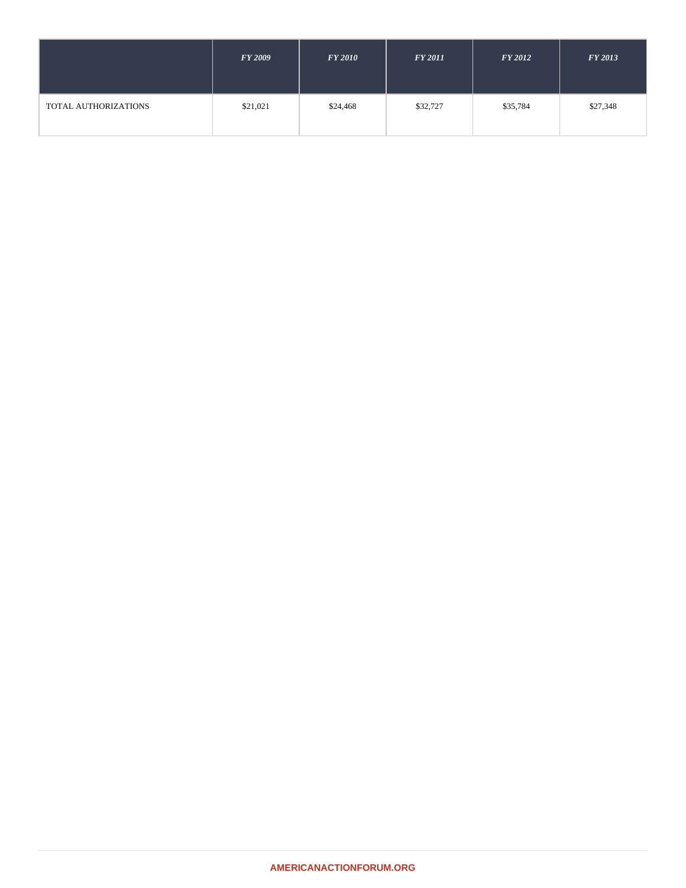| | *FY 2009* | *FY 2010* | *FY 2011* | *FY 2012* | *FY 2013* |
|---|---|---|---|---|---|
| TOTAL AUTHORIZATIONS | $21,021 | $24,468 | $32,727 | $35,784 | $27,348 |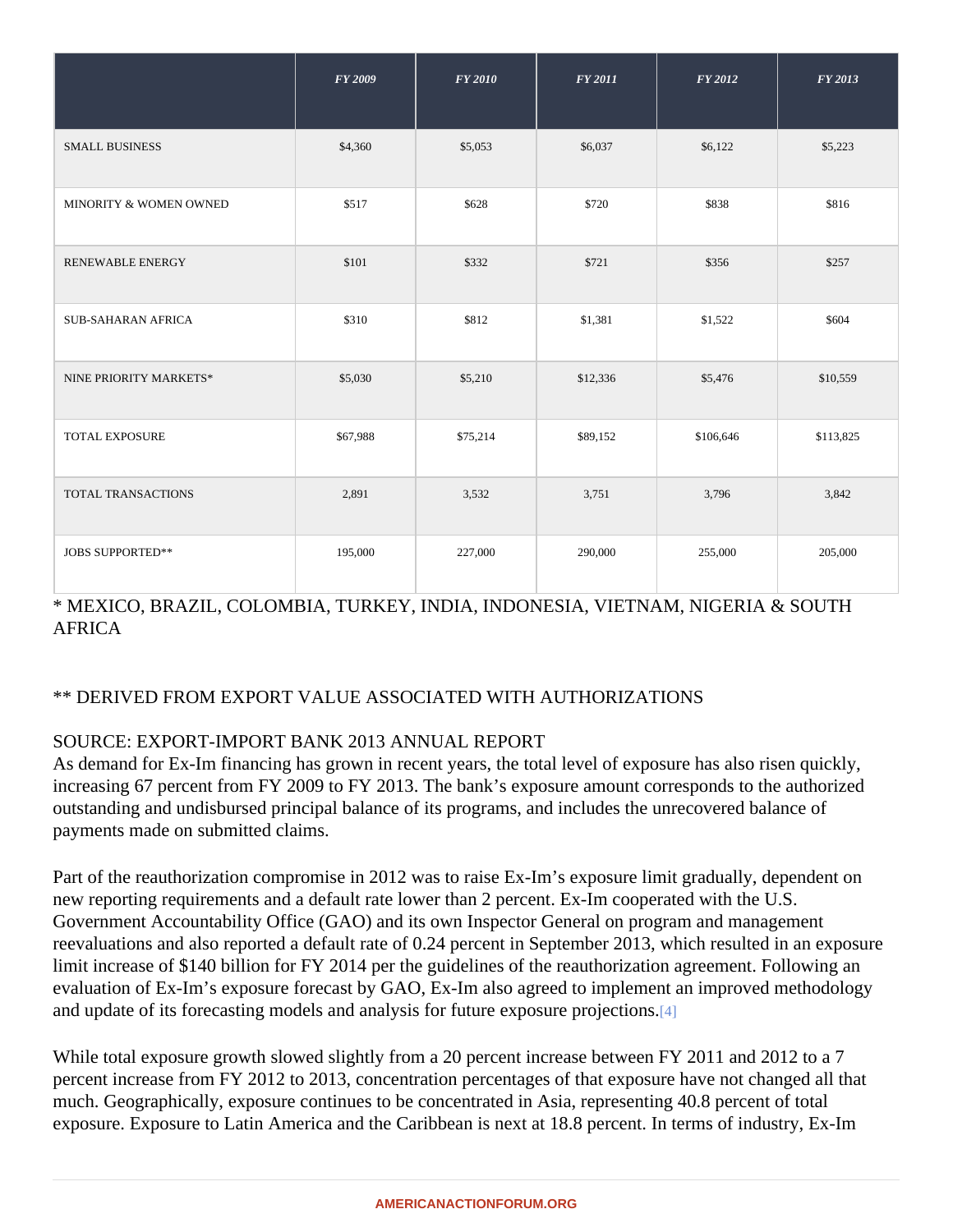| | *FY 2009* | *FY 2010* | *FY 2011* | *FY 2012* | *FY 2013* |
|---|---|---|---|---|---|
| SMALL BUSINESS | $4,360 | $5,053 | $6,037 | $6,122 | $5,223 |
| MINORITY & WOMEN OWNED | $517 | $628 | $720 | $838 | $816 |
| RENEWABLE ENERGY | $101 | $332 | $721 | $356 | $257 |
| SUB-SAHARAN AFRICA | $310 | $812 | $1,381 | $1,522 | $604 |
| NINE PRIORITY MARKETS* | $5,030 | $5,210 | $12,336 | $5,476 | $10,559 |
| TOTAL EXPOSURE | $67,988 | $75,214 | $89,152 | $106,646 | $113,825 |
| TOTAL TRANSACTIONS | 2,891 | 3,532 | 3,751 | 3,796 | 3,842 |
| JOBS SUPPORTED** | 195,000 | 227,000 | 290,000 | 255,000 | 205,000 |

* MEXICO, BRAZIL, COLOMBIA, TURKEY, INDIA, INDONESIA, VIETNAM, NIGERIA & SOUTH AFRICA

** DERIVED FROM EXPORT VALUE ASSOCIATED WITH AUTHORIZATIONS

SOURCE: EXPORT-IMPORT BANK 2013 ANNUAL REPORT

As demand for Ex-Im financing has grown in recent years, the total level of exposure has also risen quickly, increasing 67 percent from FY 2009 to FY 2013. The bank's exposure amount corresponds to the authorized outstanding and undisbursed principal balance of its programs, and includes the unrecovered balance of payments made on submitted claims.

Part of the reauthorization compromise in 2012 was to raise Ex-Im's exposure limit gradually, dependent on new reporting requirements and a default rate lower than 2 percent. Ex-Im cooperated with the U.S. Government Accountability Office (GAO) and its own Inspector General on program and management reevaluations and also reported a default rate of 0.24 percent in September 2013, which resulted in an exposure limit increase of $140 billion for FY 2014 per the guidelines of the reauthorization agreement. Following an evaluation of Ex-Im's exposure forecast by GAO, Ex-Im also agreed to implement an improved methodology and update of its forecasting models and analysis for future exposure projections.[4]

While total exposure growth slowed slightly from a 20 percent increase between FY 2011 and 2012 to a 7 percent increase from FY 2012 to 2013, concentration percentages of that exposure have not changed all that much. Geographically, exposure continues to be concentrated in Asia, representing 40.8 percent of total exposure. Exposure to Latin America and the Caribbean is next at 18.8 percent. In terms of industry, Ex-Im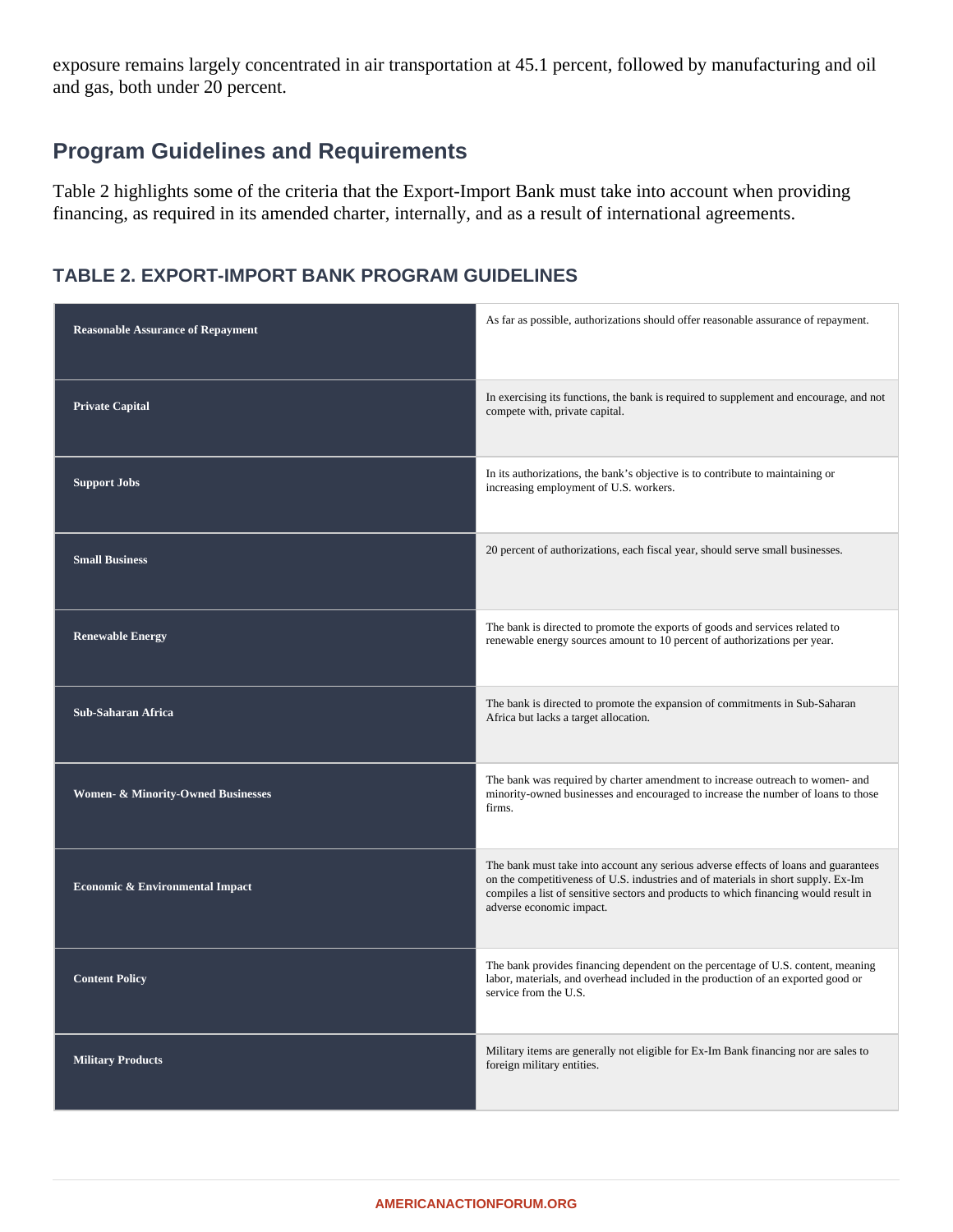exposure remains largely concentrated in air transportation at 45.1 percent, followed by manufacturing and oil and gas, both under 20 percent.

## Program Guidelines and Requirements

Table 2 highlights some of the criteria that the Export-Import Bank must take into account when providing financing, as required in its amended charter, internally, and as a result of international agreements.

### TABLE 2. EXPORT-IMPORT BANK PROGRAM GUIDELINES

| | |
|---|---|
| **Reasonable Assurance of Repayment** | As far as possible, authorizations should offer reasonable assurance of repayment. |
| **Private Capital** | In exercising its functions, the bank is required to supplement and encourage, and not compete with, private capital. |
| **Support Jobs** | In its authorizations, the bank's objective is to contribute to maintaining or increasing employment of U.S. workers. |
| **Small Business** | 20 percent of authorizations, each fiscal year, should serve small businesses. |
| **Renewable Energy** | The bank is directed to promote the exports of goods and services related to renewable energy sources amount to 10 percent of authorizations per year. |
| **Sub-Saharan Africa** | The bank is directed to promote the expansion of commitments in Sub-Saharan Africa but lacks a target allocation. |
| **Women- & Minority-Owned Businesses** | The bank was required by charter amendment to increase outreach to women- and minority-owned businesses and encouraged to increase the number of loans to those firms. |
| **Economic & Environmental Impact** | The bank must take into account any serious adverse effects of loans and guarantees on the competitiveness of U.S. industries and of materials in short supply. Ex-Im compiles a list of sensitive sectors and products to which financing would result in adverse economic impact. |
| **Content Policy** | The bank provides financing dependent on the percentage of U.S. content, meaning labor, materials, and overhead included in the production of an exported good or service from the U.S. |
| **Military Products** | Military items are generally not eligible for Ex-Im Bank financing nor are sales to foreign military entities. |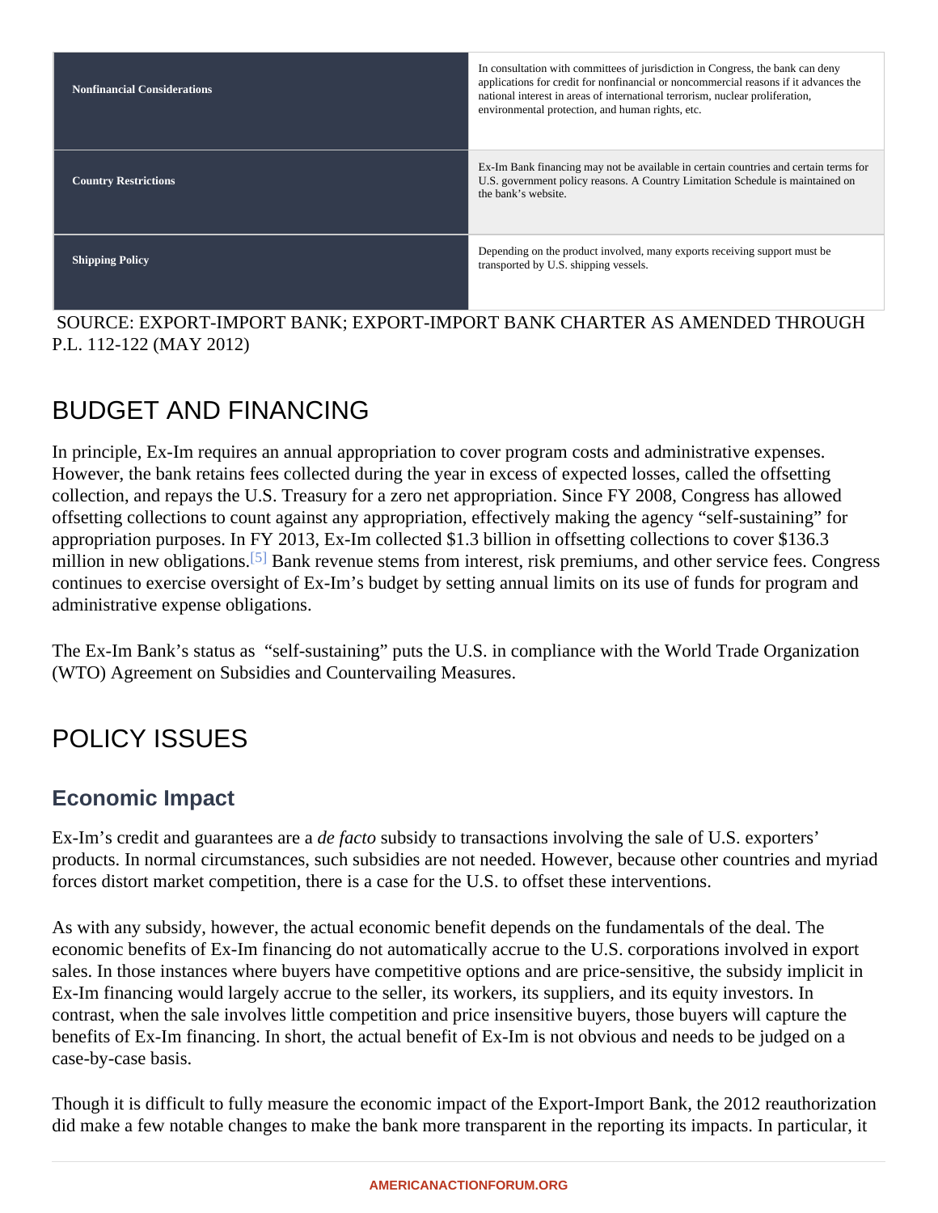| | |
|---|---|
| **Nonfinancial Considerations** | In consultation with committees of jurisdiction in Congress, the bank can deny applications for credit for nonfinancial or noncommercial reasons if it advances the national interest in areas of international terrorism, nuclear proliferation, environmental protection, and human rights, etc. |
| **Country Restrictions** | Ex-Im Bank financing may not be available in certain countries and certain terms for U.S. government policy reasons. A Country Limitation Schedule is maintained on the bank's website. |
| **Shipping Policy** | Depending on the product involved, many exports receiving support must be transported by U.S. shipping vessels. |

SOURCE: EXPORT-IMPORT BANK; EXPORT-IMPORT BANK CHARTER AS AMENDED THROUGH P.L. 112-122 (MAY 2012)

## BUDGET AND FINANCING

In principle, Ex-Im requires an annual appropriation to cover program costs and administrative expenses. However, the bank retains fees collected during the year in excess of expected losses, called the offsetting collection, and repays the U.S. Treasury for a zero net appropriation. Since FY 2008, Congress has allowed offsetting collections to count against any appropriation, effectively making the agency "self-sustaining" for appropriation purposes. In FY 2013, Ex-Im collected $1.3 billion in offsetting collections to cover $136.3 million in new obligations.[5] Bank revenue stems from interest, risk premiums, and other service fees. Congress continues to exercise oversight of Ex-Im's budget by setting annual limits on its use of funds for program and administrative expense obligations.

The Ex-Im Bank's status as "self-sustaining" puts the U.S. in compliance with the World Trade Organization (WTO) Agreement on Subsidies and Countervailing Measures.

## POLICY ISSUES

### Economic Impact

Ex-Im's credit and guarantees are a *de facto* subsidy to transactions involving the sale of U.S. exporters' products. In normal circumstances, such subsidies are not needed. However, because other countries and myriad forces distort market competition, there is a case for the U.S. to offset these interventions.

As with any subsidy, however, the actual economic benefit depends on the fundamentals of the deal. The economic benefits of Ex-Im financing do not automatically accrue to the U.S. corporations involved in export sales. In those instances where buyers have competitive options and are price-sensitive, the subsidy implicit in Ex-Im financing would largely accrue to the seller, its workers, its suppliers, and its equity investors. In contrast, when the sale involves little competition and price insensitive buyers, those buyers will capture the benefits of Ex-Im financing. In short, the actual benefit of Ex-Im is not obvious and needs to be judged on a case-by-case basis.

Though it is difficult to fully measure the economic impact of the Export-Import Bank, the 2012 reauthorization did make a few notable changes to make the bank more transparent in the reporting its impacts. In particular, it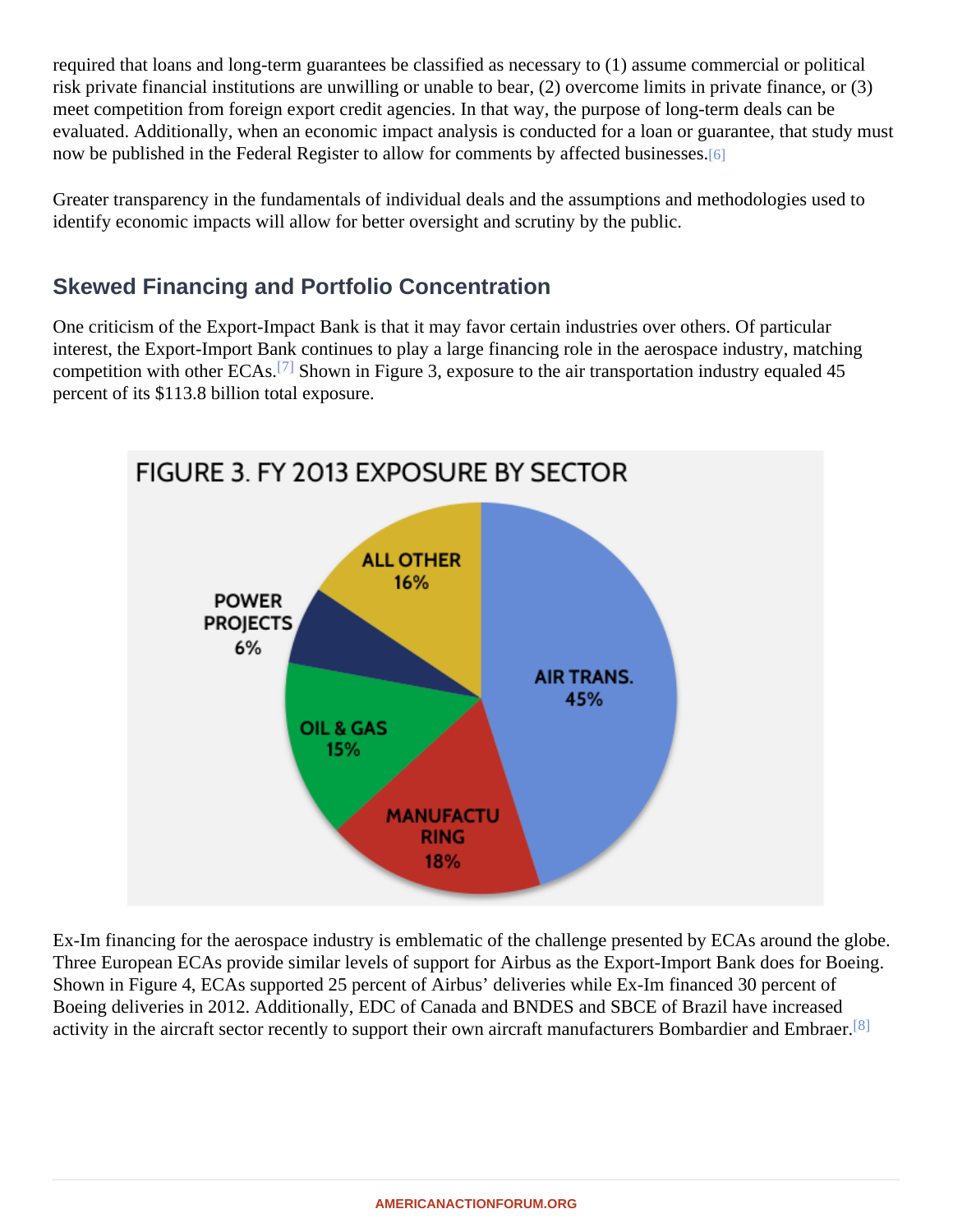required that loans and long-term guarantees be classified as necessary to (1) assume commercial or political risk private financial institutions are unwilling or unable to bear, (2) overcome limits in private finance, or (3) meet competition from foreign export credit agencies. In that way, the purpose of long-term deals can be evaluated. Additionally, when an economic impact analysis is conducted for a loan or guarantee, that study must now be published in the Federal Register to allow for comments by affected businesses.[6]

Greater transparency in the fundamentals of individual deals and the assumptions and methodologies used to identify economic impacts will allow for better oversight and scrutiny by the public.

## Skewed Financing and Portfolio Concentration

One criticism of the Export-Impact Bank is that it may favor certain industries over others. Of particular interest, the Export-Import Bank continues to play a large financing role in the aerospace industry, matching competition with other ECAs.[7] Shown in Figure 3, exposure to the air transportation industry equaled 45 percent of its $113.8 billion total exposure.

FIGURE 3. FY 2013 EXPOSURE BY SECTOR

| Sector | Share |
| --- | --- |
| AIR TRANS. | 45% |
| MANUFACTURING | 18% |
| ALL OTHER | 16% |
| OIL & GAS | 15% |
| POWER PROJECTS | 6% |

Ex-Im financing for the aerospace industry is emblematic of the challenge presented by ECAs around the globe. Three European ECAs provide similar levels of support for Airbus as the Export-Import Bank does for Boeing. Shown in Figure 4, ECAs supported 25 percent of Airbus' deliveries while Ex-Im financed 30 percent of Boeing deliveries in 2012. Additionally, EDC of Canada and BNDES and SBCE of Brazil have increased activity in the aircraft sector recently to support their own aircraft manufacturers Bombardier and Embraer.[8]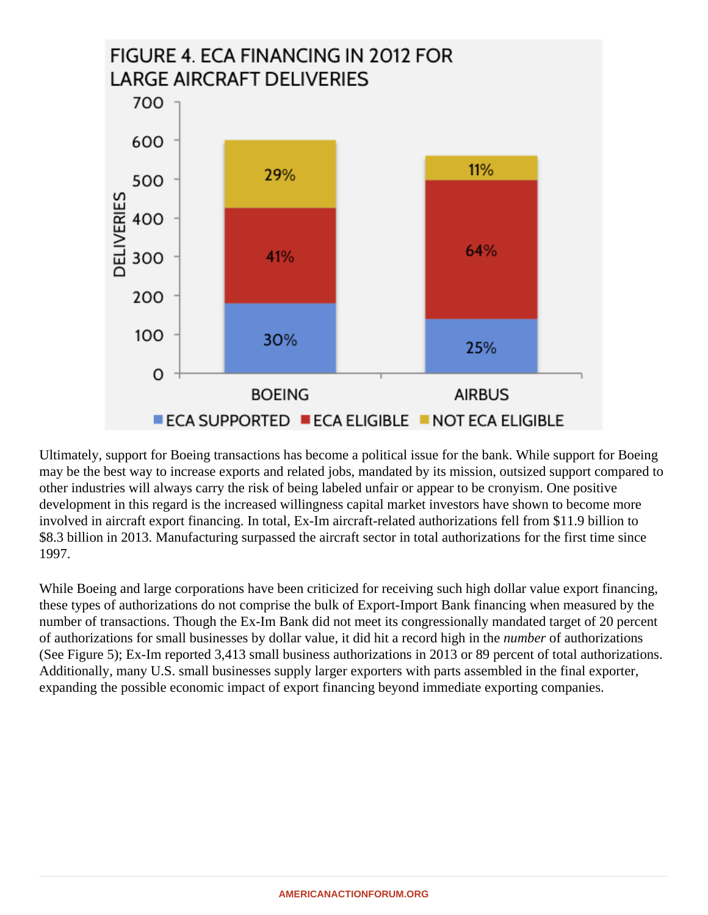FIGURE 4. ECA FINANCING IN 2012 FOR LARGE AIRCRAFT DELIVERIES

| | ECA SUPPORTED | ECA ELIGIBLE | NOT ECA ELIGIBLE |
|---|---|---|---|
| BOEING | 30% | 41% | 29% |
| AIRBUS | 25% | 64% | 11% |

Ultimately, support for Boeing transactions has become a political issue for the bank. While support for Boeing may be the best way to increase exports and related jobs, mandated by its mission, outsized support compared to other industries will always carry the risk of being labeled unfair or appear to be cronyism. One positive development in this regard is the increased willingness capital market investors have shown to become more involved in aircraft export financing. In total, Ex-Im aircraft-related authorizations fell from $11.9 billion to $8.3 billion in 2013. Manufacturing surpassed the aircraft sector in total authorizations for the first time since 1997.

While Boeing and large corporations have been criticized for receiving such high dollar value export financing, these types of authorizations do not comprise the bulk of Export-Import Bank financing when measured by the number of transactions. Though the Ex-Im Bank did not meet its congressionally mandated target of 20 percent of authorizations for small businesses by dollar value, it did hit a record high in the *number* of authorizations (See Figure 5); Ex-Im reported 3,413 small business authorizations in 2013 or 89 percent of total authorizations. Additionally, many U.S. small businesses supply larger exporters with parts assembled in the final exporter, expanding the possible economic impact of export financing beyond immediate exporting companies.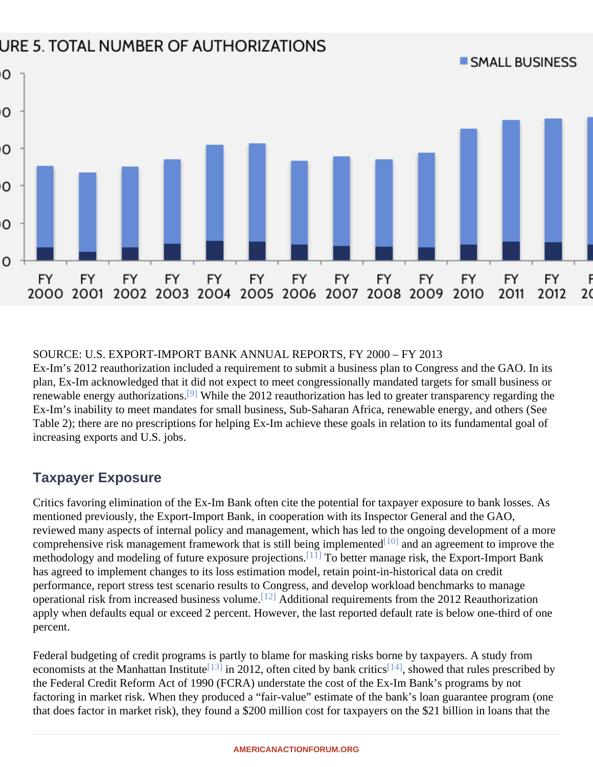SOURCE: U.S. EXPORT-IMPORT BANK ANNUAL REPORTS, FY 2000 – FY 2013

Ex-Im's 2012 reauthorization included a requirement to submit a business plan to Congress and the GAO. In its plan, Ex-Im acknowledged that it did not expect to meet congressionally mandated targets for small business or renewable energy authorizations.[9] While the 2012 reauthorization has led to greater transparency regarding the Ex-Im's inability to meet mandates for small business, Sub-Saharan Africa, renewable energy, and others (See Table 2); there are no prescriptions for helping Ex-Im achieve these goals in relation to its fundamental goal of increasing exports and U.S. jobs.

## Taxpayer Exposure

Critics favoring elimination of the Ex-Im Bank often cite the potential for taxpayer exposure to bank losses. As mentioned previously, the Export-Import Bank, in cooperation with its Inspector General and the GAO, reviewed many aspects of internal policy and management, which has led to the ongoing development of a more comprehensive risk management framework that is still being implemented[10] and an agreement to improve the methodology and modeling of future exposure projections.[11] To better manage risk, the Export-Import Bank has agreed to implement changes to its loss estimation model, retain point-in-historical data on credit performance, report stress test scenario results to Congress, and develop workload benchmarks to manage operational risk from increased business volume.[12] Additional requirements from the 2012 Reauthorization apply when defaults equal or exceed 2 percent. However, the last reported default rate is below one-third of one percent.

Federal budgeting of credit programs is partly to blame for masking risks borne by taxpayers. A study from economists at the Manhattan Institute[13] in 2012, often cited by bank critics[14], showed that rules prescribed by the Federal Credit Reform Act of 1990 (FCRA) understate the cost of the Ex-Im Bank's programs by not factoring in market risk. When they produced a "fair-value" estimate of the bank's loan guarantee program (one that does factor in market risk), they found a $200 million cost for taxpayers on the $21 billion in loans that the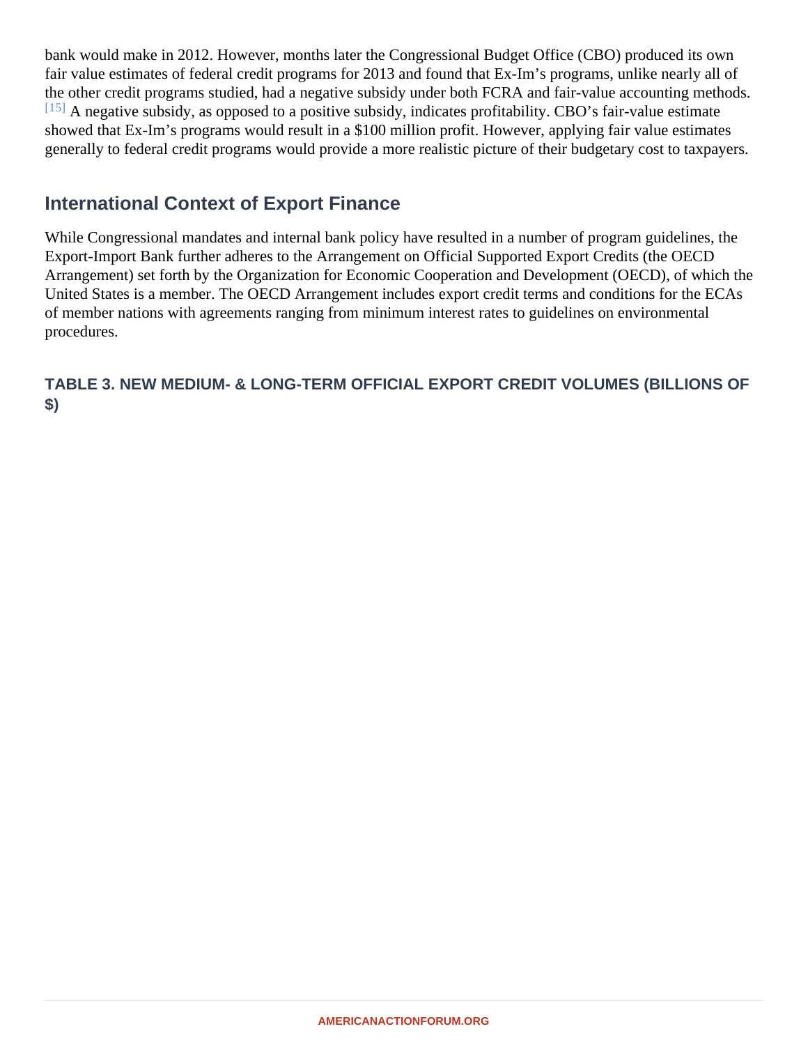bank would make in 2012. However, months later the Congressional Budget Office (CBO) produced its own fair value estimates of federal credit programs for 2013 and found that Ex-Im's programs, unlike nearly all of the other credit programs studied, had a negative subsidy under both FCRA and fair-value accounting methods.[15] A negative subsidy, as opposed to a positive subsidy, indicates profitability. CBO's fair-value estimate showed that Ex-Im's programs would result in a $100 million profit. However, applying fair value estimates generally to federal credit programs would provide a more realistic picture of their budgetary cost to taxpayers.

## International Context of Export Finance

While Congressional mandates and internal bank policy have resulted in a number of program guidelines, the Export-Import Bank further adheres to the Arrangement on Official Supported Export Credits (the OECD Arrangement) set forth by the Organization for Economic Cooperation and Development (OECD), of which the United States is a member. The OECD Arrangement includes export credit terms and conditions for the ECAs of member nations with agreements ranging from minimum interest rates to guidelines on environmental procedures.

### TABLE 3. NEW MEDIUM- & LONG-TERM OFFICIAL EXPORT CREDIT VOLUMES (BILLIONS OF $)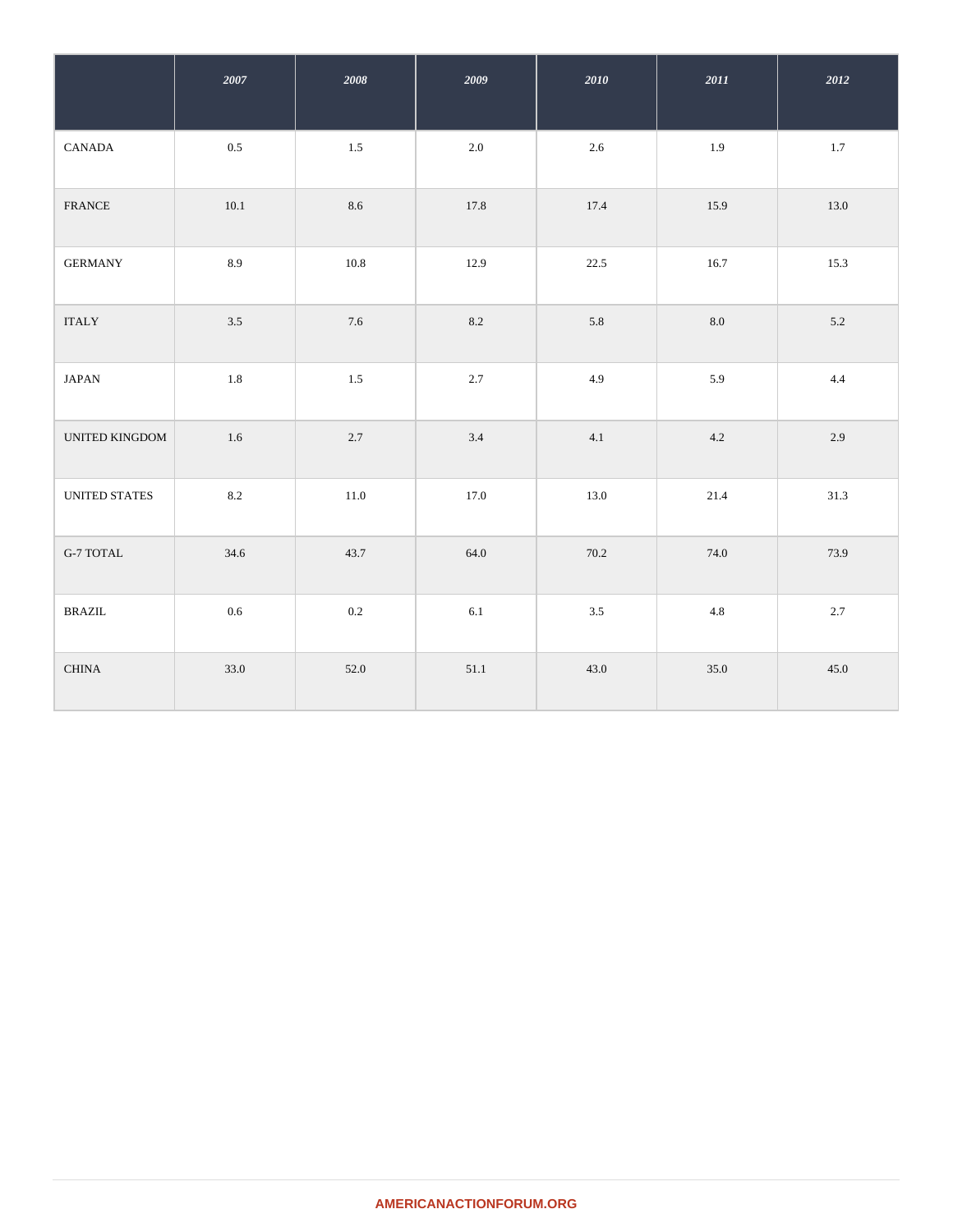| | *2007* | *2008* | *2009* | *2010* | *2011* | *2012* |
|---|---|---|---|---|---|---|
| CANADA | 0.5 | 1.5 | 2.0 | 2.6 | 1.9 | 1.7 |
| FRANCE | 10.1 | 8.6 | 17.8 | 17.4 | 15.9 | 13.0 |
| GERMANY | 8.9 | 10.8 | 12.9 | 22.5 | 16.7 | 15.3 |
| ITALY | 3.5 | 7.6 | 8.2 | 5.8 | 8.0 | 5.2 |
| JAPAN | 1.8 | 1.5 | 2.7 | 4.9 | 5.9 | 4.4 |
| UNITED KINGDOM | 1.6 | 2.7 | 3.4 | 4.1 | 4.2 | 2.9 |
| UNITED STATES | 8.2 | 11.0 | 17.0 | 13.0 | 21.4 | 31.3 |
| G-7 TOTAL | 34.6 | 43.7 | 64.0 | 70.2 | 74.0 | 73.9 |
| BRAZIL | 0.6 | 0.2 | 6.1 | 3.5 | 4.8 | 2.7 |
| CHINA | 33.0 | 52.0 | 51.1 | 43.0 | 35.0 | 45.0 |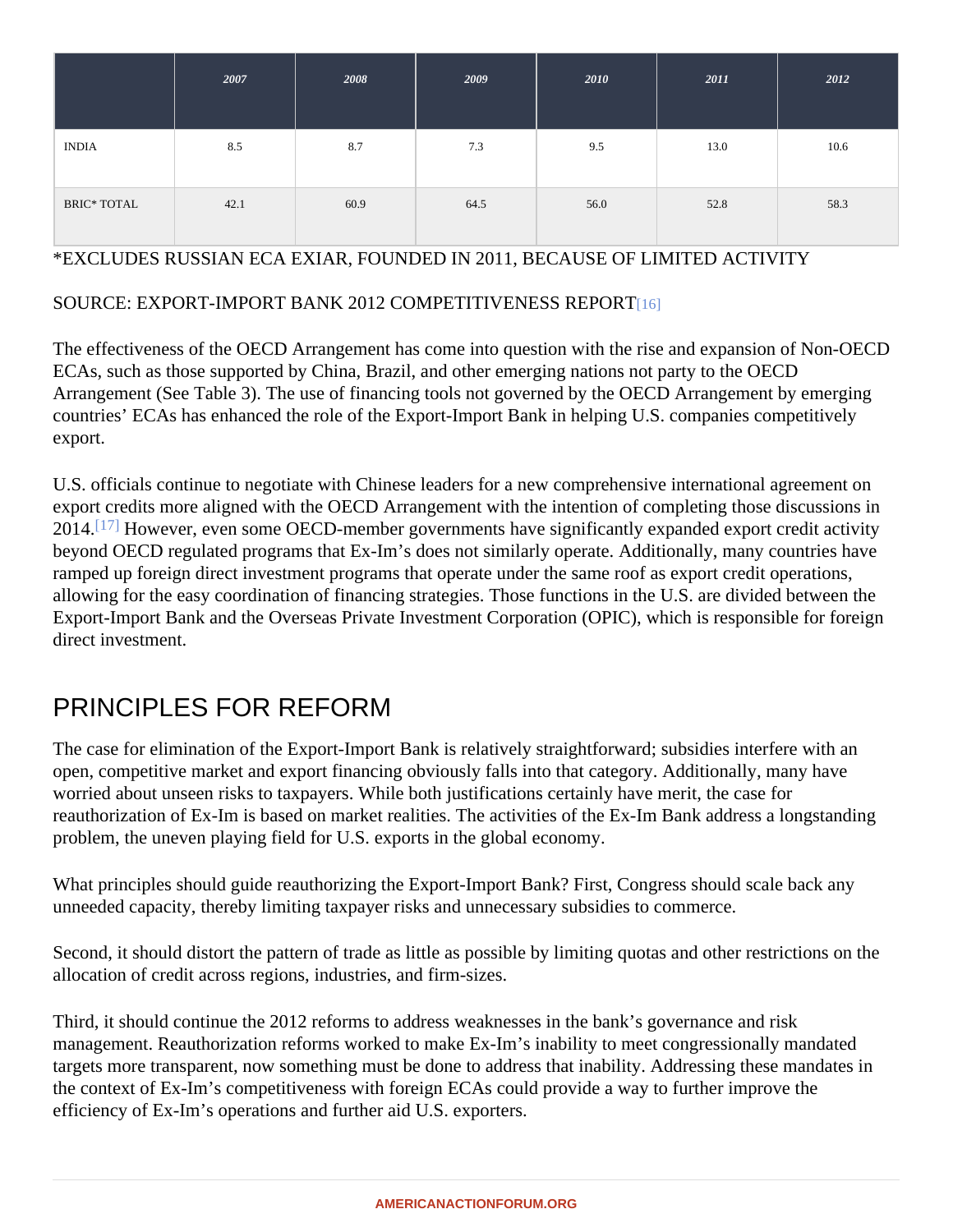| | 2007 | 2008 | 2009 | 2010 | 2011 | 2012 |
|---|---|---|---|---|---|---|
| INDIA | 8.5 | 8.7 | 7.3 | 9.5 | 13.0 | 10.6 |
| BRIC* TOTAL | 42.1 | 60.9 | 64.5 | 56.0 | 52.8 | 58.3 |

*EXCLUDES RUSSIAN ECA EXIAR, FOUNDED IN 2011, BECAUSE OF LIMITED ACTIVITY

SOURCE: EXPORT-IMPORT BANK 2012 COMPETITIVENESS REPORT[16]

The effectiveness of the OECD Arrangement has come into question with the rise and expansion of Non-OECD ECAs, such as those supported by China, Brazil, and other emerging nations not party to the OECD Arrangement (See Table 3). The use of financing tools not governed by the OECD Arrangement by emerging countries' ECAs has enhanced the role of the Export-Import Bank in helping U.S. companies competitively export.

U.S. officials continue to negotiate with Chinese leaders for a new comprehensive international agreement on export credits more aligned with the OECD Arrangement with the intention of completing those discussions in 2014.[17] However, even some OECD-member governments have significantly expanded export credit activity beyond OECD regulated programs that Ex-Im's does not similarly operate. Additionally, many countries have ramped up foreign direct investment programs that operate under the same roof as export credit operations, allowing for the easy coordination of financing strategies. Those functions in the U.S. are divided between the Export-Import Bank and the Overseas Private Investment Corporation (OPIC), which is responsible for foreign direct investment.

## PRINCIPLES FOR REFORM

The case for elimination of the Export-Import Bank is relatively straightforward; subsidies interfere with an open, competitive market and export financing obviously falls into that category. Additionally, many have worried about unseen risks to taxpayers. While both justifications certainly have merit, the case for reauthorization of Ex-Im is based on market realities. The activities of the Ex-Im Bank address a longstanding problem, the uneven playing field for U.S. exports in the global economy.

What principles should guide reauthorizing the Export-Import Bank? First, Congress should scale back any unneeded capacity, thereby limiting taxpayer risks and unnecessary subsidies to commerce.

Second, it should distort the pattern of trade as little as possible by limiting quotas and other restrictions on the allocation of credit across regions, industries, and firm-sizes.

Third, it should continue the 2012 reforms to address weaknesses in the bank's governance and risk management. Reauthorization reforms worked to make Ex-Im's inability to meet congressionally mandated targets more transparent, now something must be done to address that inability. Addressing these mandates in the context of Ex-Im's competitiveness with foreign ECAs could provide a way to further improve the efficiency of Ex-Im's operations and further aid U.S. exporters.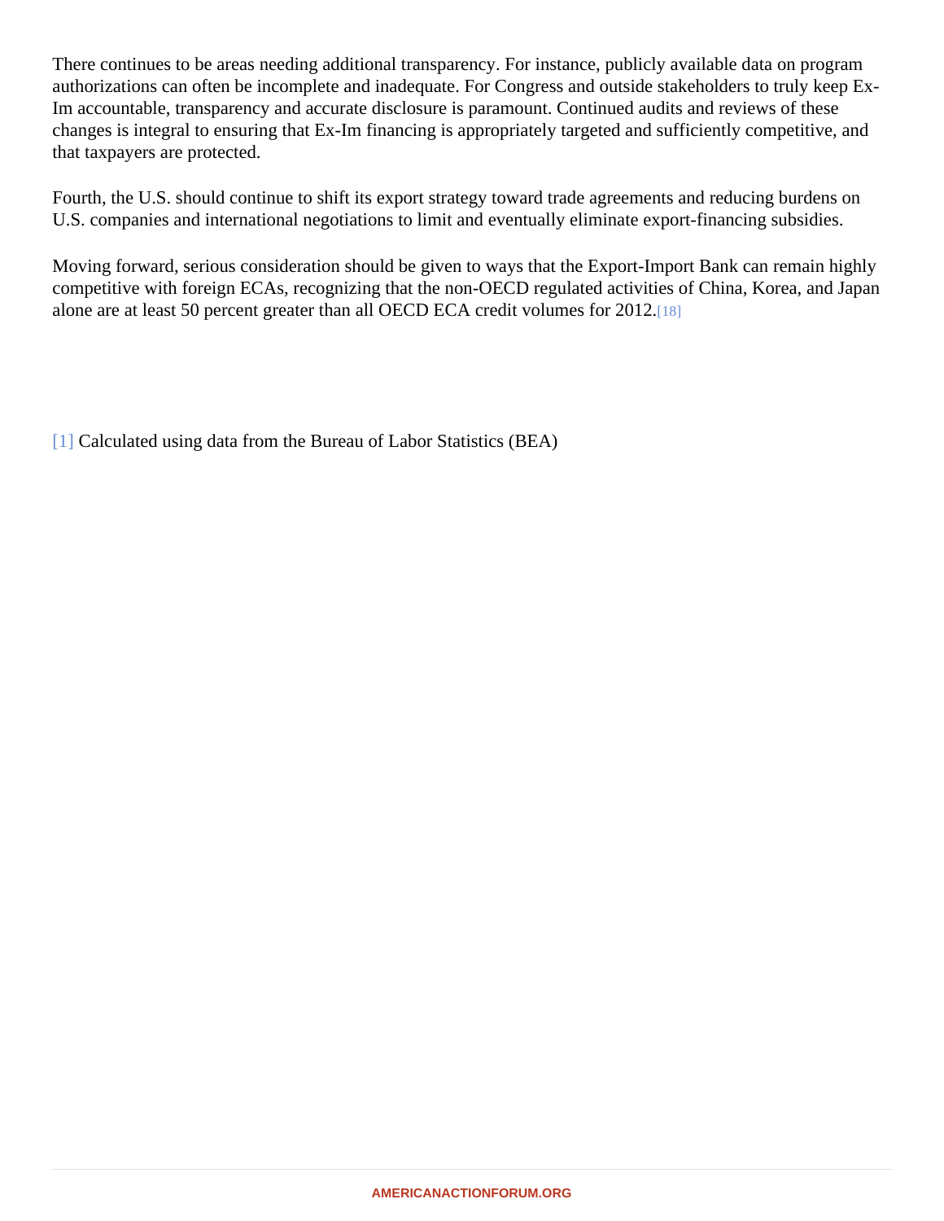There continues to be areas needing additional transparency. For instance, publicly available data on program authorizations can often be incomplete and inadequate. For Congress and outside stakeholders to truly keep Ex-Im accountable, transparency and accurate disclosure is paramount. Continued audits and reviews of these changes is integral to ensuring that Ex-Im financing is appropriately targeted and sufficiently competitive, and that taxpayers are protected.

Fourth, the U.S. should continue to shift its export strategy toward trade agreements and reducing burdens on U.S. companies and international negotiations to limit and eventually eliminate export-financing subsidies.

Moving forward, serious consideration should be given to ways that the Export-Import Bank can remain highly competitive with foreign ECAs, recognizing that the non-OECD regulated activities of China, Korea, and Japan alone are at least 50 percent greater than all OECD ECA credit volumes for 2012.[18]

[1] Calculated using data from the Bureau of Labor Statistics (BEA)